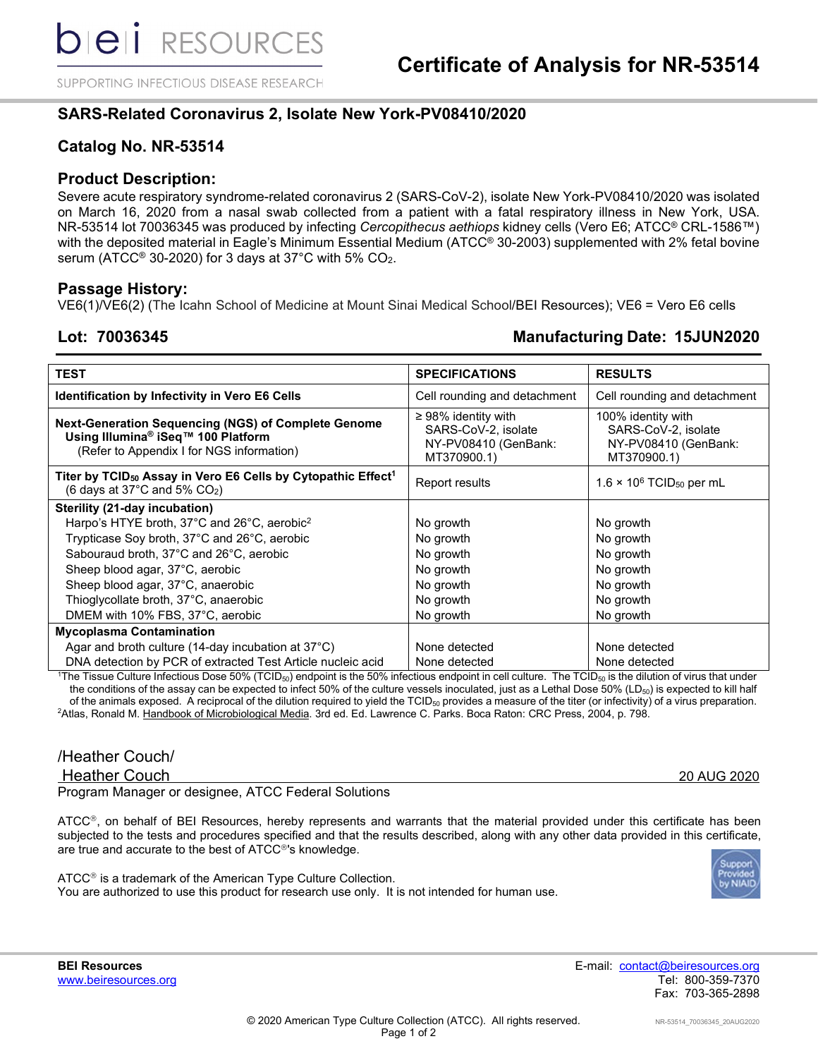bei RESOURCES

SUPPORTING INFECTIOUS DISEASE RESEARCH

# Certificate of Analysis for NR-53514

## SARS-Related Coronavirus 2, Isolate New York-PV08410/2020

## Catalog No. NR-53514

### Product Description:

Severe acute respiratory syndrome-related coronavirus 2 (SARS-CoV-2), isolate New York-PV08410/2020 was isolated on March 16, 2020 from a nasal swab collected from a patient with a fatal respiratory illness in New York, USA. NR-53514 lot 70036345 was produced by infecting *Cercopithecus aethiops* kidney cells (Vero E6; ATCC® CRL-1586™) with the deposited material in Eagle's Minimum Essential Medium (ATCC® 30-2003) supplemented with 2% fetal bovine serum (ATCC® 30-2020) for 3 days at 37°C with 5% $CO_2$.

### Passage History:

VE6(1)/VE6(2) (The Icahn School of Medicine at Mount Sinai Medical School/BEI Resources); VE6 = Vero E6 cells

**Lot: 70036345** **Manufacturing Date: 15JUN2020**

| TEST | SPECIFICATIONS | RESULTS |
|---|---|---|
| **Identification by Infectivity in Vero E6 Cells** | Cell rounding and detachment | Cell rounding and detachment |
| **Next-Generation Sequencing (NGS) of Complete Genome Using Illumina® iSeq™ 100 Platform** (Refer to Appendix I for NGS information) | ≥ 98% identity with SARS-CoV-2, isolate NY-PV08410 (GenBank: MT370900.1) | 100% identity with SARS-CoV-2, isolate NY-PV08410 (GenBank: MT370900.1) |
| **Titer by $TCID_{50}$ Assay in Vero E6 Cells by Cytopathic Effect[1]** (6 days at 37°C and 5% $CO_2$) | Report results | $1.6 \times 10^6$ $TCID_{50}$ per mL |
| **Sterility (21-day incubation)** | | |
| Harpo's HTYE broth, 37°C and 26°C, aerobic[2] | No growth | No growth |
| Trypticase Soy broth, 37°C and 26°C, aerobic | No growth | No growth |
| Sabouraud broth, 37°C and 26°C, aerobic | No growth | No growth |
| Sheep blood agar, 37°C, aerobic | No growth | No growth |
| Sheep blood agar, 37°C, anaerobic | No growth | No growth |
| Thioglycollate broth, 37°C, anaerobic | No growth | No growth |
| DMEM with 10% FBS, 37°C, aerobic | No growth | No growth |
| **Mycoplasma Contamination** | | |
| Agar and broth culture (14-day incubation at 37°C) | None detected | None detected |
| DNA detection by PCR of extracted Test Article nucleic acid | None detected | None detected |

[1]The Tissue Culture Infectious Dose 50% ($TCID_{50}$) endpoint is the 50% infectious endpoint in cell culture. The $TCID_{50}$ is the dilution of virus that under the conditions of the assay can be expected to infect 50% of the culture vessels inoculated, just as a Lethal Dose 50% ($LD_{50}$) is expected to kill half of the animals exposed. A reciprocal of the dilution required to yield the $TCID_{50}$ provides a measure of the titer (or infectivity) of a virus preparation.
[2]Atlas, Ronald M. Handbook of Microbiological Media. 3rd ed. Ed. Lawrence C. Parks. Boca Raton: CRC Press, 2004, p. 798.

/Heather Couch/
Heather Couch 20 AUG 2020
Program Manager or designee, ATCC Federal Solutions

ATCC®, on behalf of BEI Resources, hereby represents and warrants that the material provided under this certificate has been subjected to the tests and procedures specified and that the results described, along with any other data provided in this certificate, are true and accurate to the best of ATCC®'s knowledge.

ATCC® is a trademark of the American Type Culture Collection.
You are authorized to use this product for research use only. It is not intended for human use.

Support Provided by NIAID

**BEI Resources**
www.beiresources.org

E-mail: contact@beiresources.org
Tel: 800-359-7370
Fax: 703-365-2898

© 2020 American Type Culture Collection (ATCC). All rights reserved.

NR-53514_70036345_20AUG2020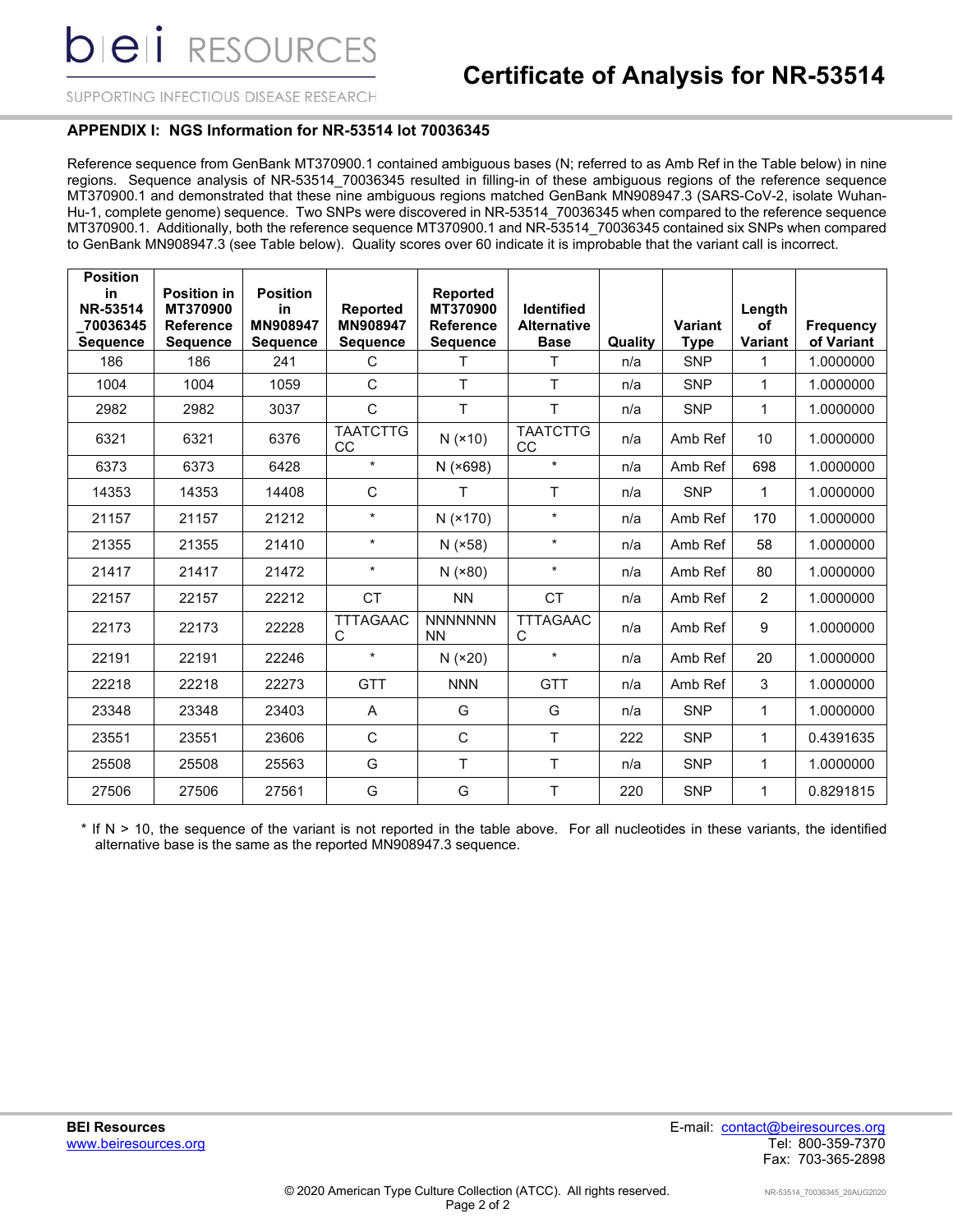## APPENDIX I: NGS Information for NR-53514 lot 70036345

Reference sequence from GenBank MT370900.1 contained ambiguous bases (N; referred to as Amb Ref in the Table below) in nine regions. Sequence analysis of NR-53514_70036345 resulted in filling-in of these ambiguous regions of the reference sequence MT370900.1 and demonstrated that these nine ambiguous regions matched GenBank MN908947.3 (SARS-CoV-2, isolate Wuhan-Hu-1, complete genome) sequence. Two SNPs were discovered in NR-53514_70036345 when compared to the reference sequence MT370900.1. Additionally, both the reference sequence MT370900.1 and NR-53514_70036345 contained six SNPs when compared to GenBank MN908947.3 (see Table below). Quality scores over 60 indicate it is improbable that the variant call is incorrect.

| Position in NR-53514 _70036345 Sequence | Position in MT370900 Reference Sequence | Position in MN908947 Sequence | Reported MN908947 Sequence | Reported MT370900 Reference Sequence | Identified Alternative Base | Quality | Variant Type | Length of Variant | Frequency of Variant |
|---|---|---|---|---|---|---|---|---|---|
| 186 | 186 | 241 | C | T | T | n/a | SNP | 1 | 1.0000000 |
| 1004 | 1004 | 1059 | C | T | T | n/a | SNP | 1 | 1.0000000 |
| 2982 | 2982 | 3037 | C | T | T | n/a | SNP | 1 | 1.0000000 |
| 6321 | 6321 | 6376 | TAATCTTGCC | N (×10) | TAATCTTGCC | n/a | Amb Ref | 10 | 1.0000000 |
| 6373 | 6373 | 6428 | * | N (×698) | * | n/a | Amb Ref | 698 | 1.0000000 |
| 14353 | 14353 | 14408 | C | T | T | n/a | SNP | 1 | 1.0000000 |
| 21157 | 21157 | 21212 | * | N (×170) | * | n/a | Amb Ref | 170 | 1.0000000 |
| 21355 | 21355 | 21410 | * | N (×58) | * | n/a | Amb Ref | 58 | 1.0000000 |
| 21417 | 21417 | 21472 | * | N (×80) | * | n/a | Amb Ref | 80 | 1.0000000 |
| 22157 | 22157 | 22212 | CT | NN | CT | n/a | Amb Ref | 2 | 1.0000000 |
| 22173 | 22173 | 22228 | TTTAGAACC | NNNNNNNNN | TTTAGAACC | n/a | Amb Ref | 9 | 1.0000000 |
| 22191 | 22191 | 22246 | * | N (×20) | * | n/a | Amb Ref | 20 | 1.0000000 |
| 22218 | 22218 | 22273 | GTT | NNN | GTT | n/a | Amb Ref | 3 | 1.0000000 |
| 23348 | 23348 | 23403 | A | G | G | n/a | SNP | 1 | 1.0000000 |
| 23551 | 23551 | 23606 | C | C | T | 222 | SNP | 1 | 0.4391635 |
| 25508 | 25508 | 25563 | G | T | T | n/a | SNP | 1 | 1.0000000 |
| 27506 | 27506 | 27561 | G | G | T | 220 | SNP | 1 | 0.8291815 |

* If N > 10, the sequence of the variant is not reported in the table above. For all nucleotides in these variants, the identified alternative base is the same as the reported MN908947.3 sequence.

**BEI Resources**
www.beiresources.org

E-mail: contact@beiresources.org
Tel: 800-359-7370
Fax: 703-365-2898

© 2020 American Type Culture Collection (ATCC). All rights reserved.

NR-53514_70036345_20AUG2020